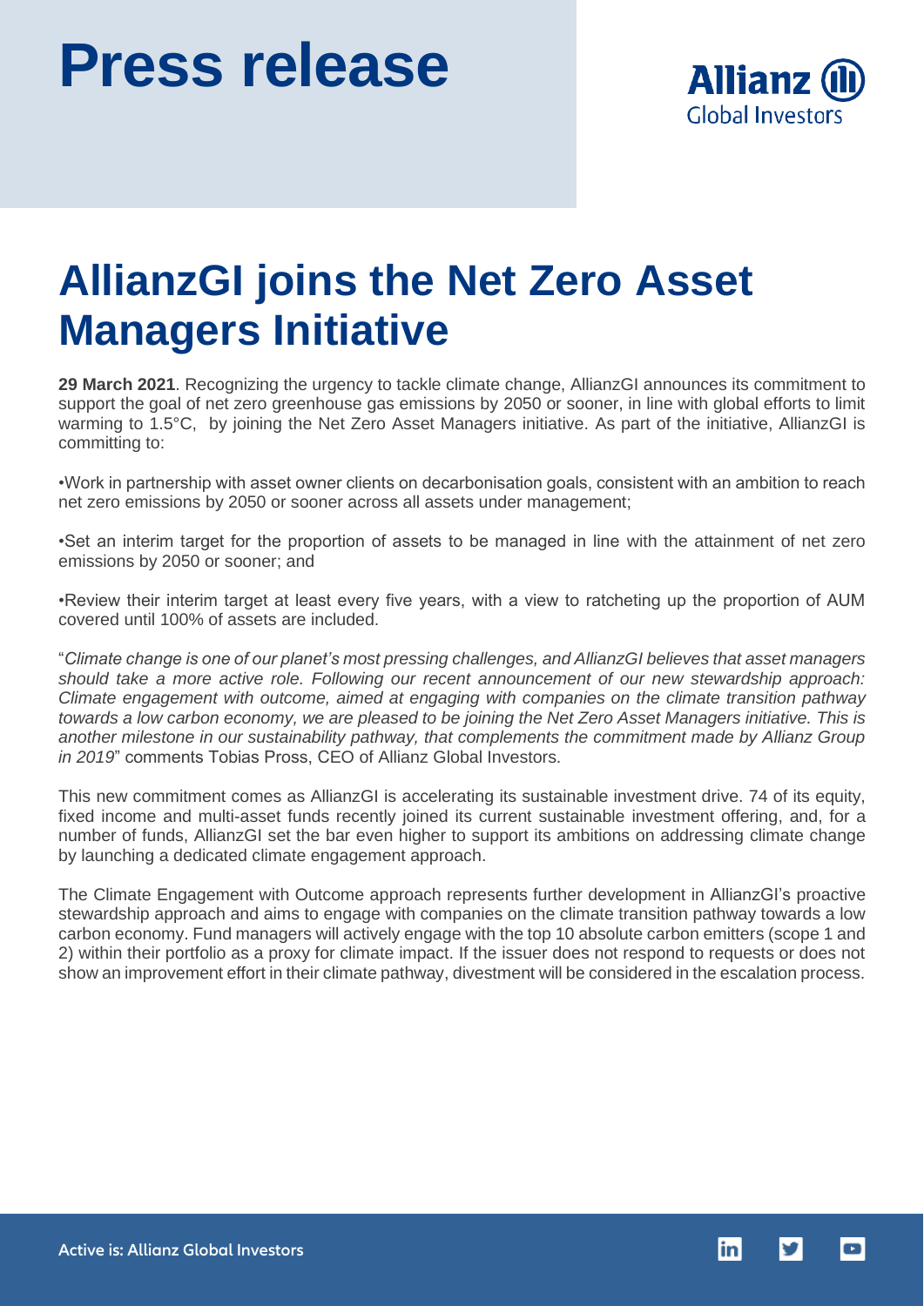# Press release

## AllianzGI joins the Net Zero Asset Managers Initiative

**29 March 2021**. Recognizing the urgency to tackle climate change, AllianzGI announces its commitment to support the goal of net zero greenhouse gas emissions by 2050 or sooner, in line with global efforts to limit warming to 1.5°C, by joining the Net Zero Asset Managers initiative. As part of the initiative, AllianzGI is committing to:

•Work in partnership with asset owner clients on decarbonisation goals, consistent with an ambition to reach net zero emissions by 2050 or sooner across all assets under management;

•Set an interim target for the proportion of assets to be managed in line with the attainment of net zero emissions by 2050 or sooner; and

•Review their interim target at least every five years, with a view to ratcheting up the proportion of AUM covered until 100% of assets are included.

"*Climate change is one of our planet's most pressing challenges, and AllianzGI believes that asset managers should take a more active role. Following our recent announcement of our new stewardship approach: Climate engagement with outcome, aimed at engaging with companies on the climate transition pathway towards a low carbon economy, we are pleased to be joining the Net Zero Asset Managers initiative. This is another milestone in our sustainability pathway, that complements the commitment made by Allianz Group in 2019*" comments Tobias Pross, CEO of Allianz Global Investors.

This new commitment comes as AllianzGI is accelerating its sustainable investment drive. 74 of its equity, fixed income and multi-asset funds recently joined its current sustainable investment offering, and, for a number of funds, AllianzGI set the bar even higher to support its ambitions on addressing climate change by launching a dedicated climate engagement approach.

The Climate Engagement with Outcome approach represents further development in AllianzGI's proactive stewardship approach and aims to engage with companies on the climate transition pathway towards a low carbon economy. Fund managers will actively engage with the top 10 absolute carbon emitters (scope 1 and 2) within their portfolio as a proxy for climate impact. If the issuer does not respond to requests or does not show an improvement effort in their climate pathway, divestment will be considered in the escalation process.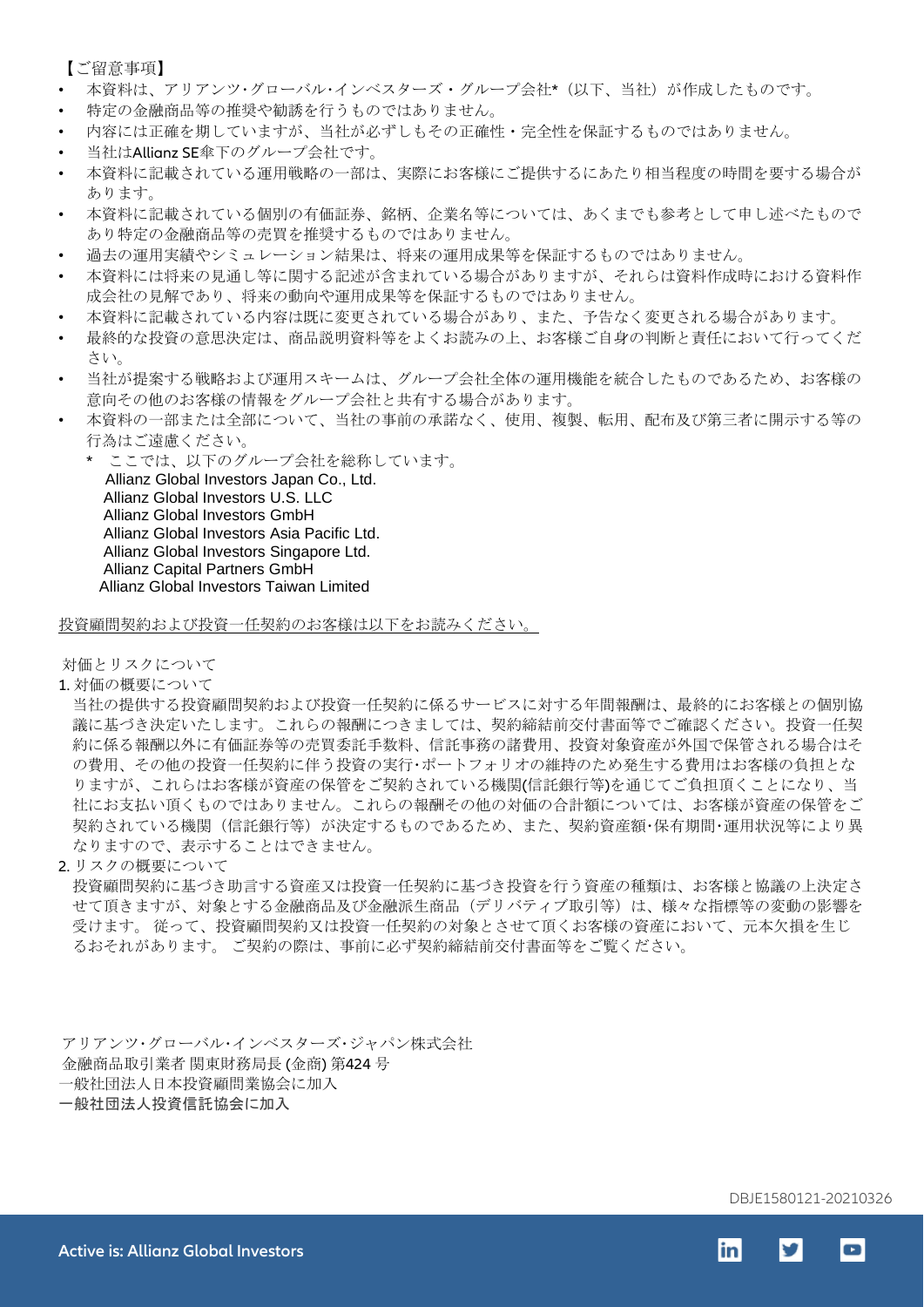【ご留意事項】

- 本資料は、アリアンツ・グローバル・インベスターズ・グループ会社*（以下、当社）が作成したものです。
- 特定の金融商品等の推奨や勧誘を行うものではありません。
- 内容には正確を期していますが、当社が必ずしもその正確性・完全性を保証するものではありません。
- 当社はAllianz SE傘下のグループ会社です。
- 本資料に記載されている運用戦略の一部は、実際にお客様にご提供するにあたり相当程度の時間を要する場合があります。
- 本資料に記載されている個別の有価証券、銘柄、企業名等については、あくまでも参考として申し述べたものであり特定の金融商品等の売買を推奨するものではありません。
- 過去の運用実績やシミュレーション結果は、将来の運用成果等を保証するものではありません。
- 本資料には将来の見通し等に関する記述が含まれている場合がありますが、それらは資料作成時における資料作成会社の見解であり、将来の動向や運用成果等を保証するものではありません。
- 本資料に記載されている内容は既に変更されている場合があり、また、予告なく変更される場合があります。
- 最終的な投資の意思決定は、商品説明資料等をよくお読みの上、お客様ご自身の判断と責任において行ってください。
- 当社が提案する戦略および運用スキームは、グループ会社全体の運用機能を統合したものであるため、お客様の意向その他のお客様の情報をグループ会社と共有する場合があります。
- 本資料の一部または全部について、当社の事前の承諾なく、使用、複製、転用、配布及び第三者に開示する等の行為はご遠慮ください。

  \* ここでは、以下のグループ会社を総称しています。
  Allianz Global Investors Japan Co., Ltd.
  Allianz Global Investors U.S. LLC
  Allianz Global Investors GmbH
  Allianz Global Investors Asia Pacific Ltd.
  Allianz Global Investors Singapore Ltd.
  Allianz Capital Partners GmbH
  Allianz Global Investors Taiwan Limited

投資顧問契約および投資一任契約のお客様は以下をお読みください。

対価とリスクについて

1. 対価の概要について

当社の提供する投資顧問契約および投資一任契約に係るサービスに対する年間報酬は、最終的にお客様との個別協議に基づき決定いたします。これらの報酬につきましては、契約締結前交付書面等でご確認ください。投資一任契約に係る報酬以外に有価証券等の売買委託手数料、信託事務の諸費用、投資対象資産が外国で保管される場合はその費用、その他の投資一任契約に伴う投資の実行･ポートフォリオの維持のため発生する費用はお客様の負担となりますが、これらはお客様が資産の保管をご契約されている機関(信託銀行等)を通じてご負担頂くことになり、当社にお支払い頂くものではありません。これらの報酬その他の対価の合計額については、お客様が資産の保管をご契約されている機関（信託銀行等）が決定するものであるため、また、契約資産額･保有期間･運用状況等により異なりますので、表示することはできません。

2. リスクの概要について

投資顧問契約に基づき助言する資産又は投資一任契約に基づき投資を行う資産の種類は、お客様と協議の上決定させて頂きますが、対象とする金融商品及び金融派生商品（デリバティブ取引等）は、様々な指標等の変動の影響を受けます。 従って、投資顧問契約又は投資一任契約の対象とさせて頂くお客様の資産において、元本欠損を生じるおそれがあります。 ご契約の際は、事前に必ず契約締結前交付書面等をご覧ください。

アリアンツ･グローバル･インベスターズ･ジャパン株式会社
金融商品取引業者 関東財務局長 (金商) 第424 号
一般社団法人日本投資顧問業協会に加入
**一般社団法人投資信託協会に加入**

DBJE1580121-20210326

Active is: Allianz Global Investors